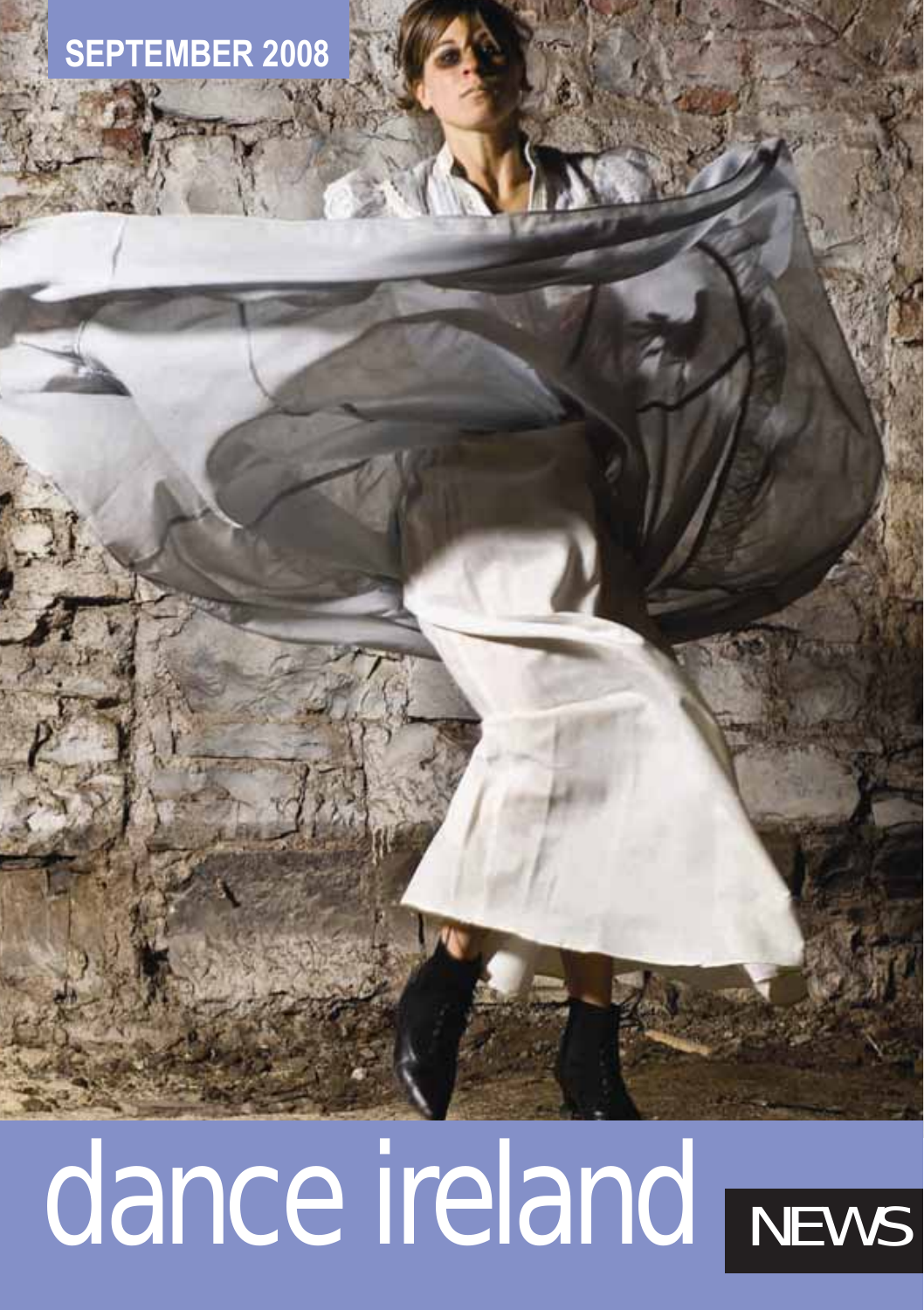SEPTEMBER 2008

# dance ireland NEWS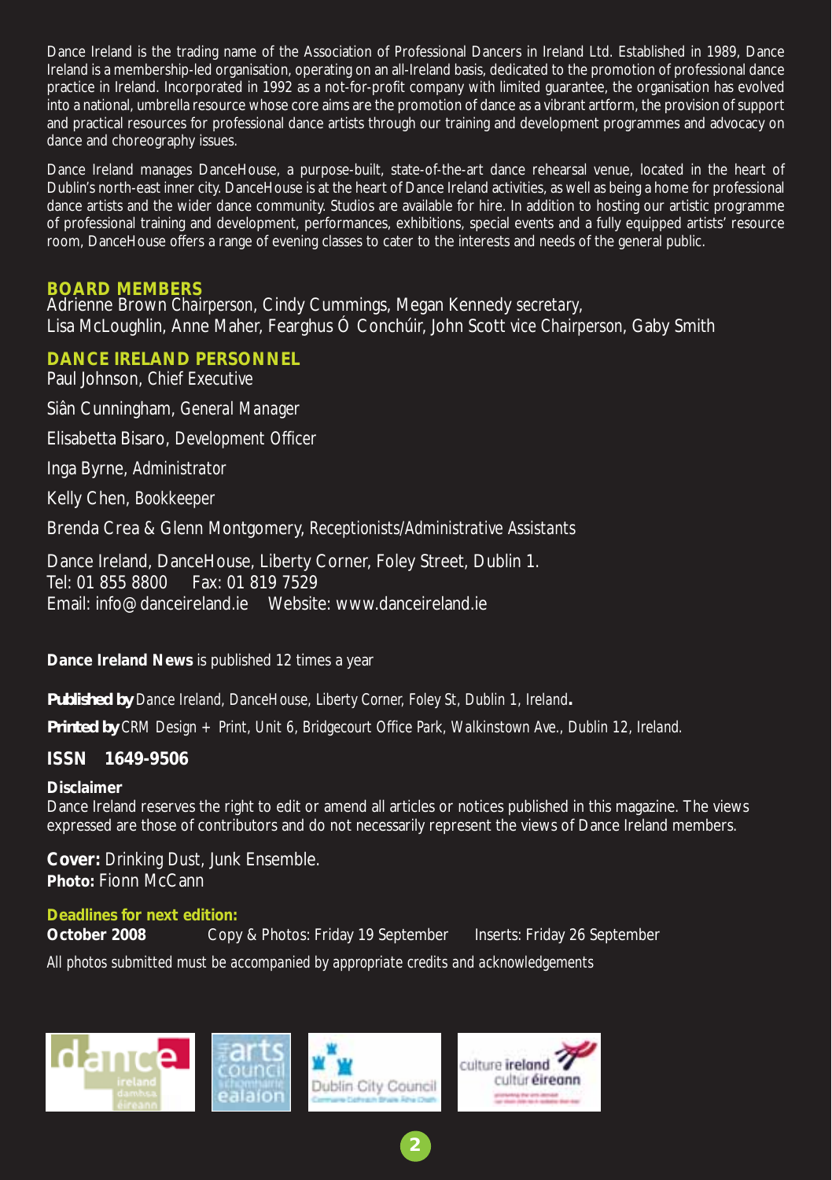Dance Ireland is the trading name of the Association of Professional Dancers in Ireland Ltd. Established in 1989, Dance Ireland is a membership-led organisation, operating on an all-Ireland basis, dedicated to the promotion of professional dance practice in Ireland. Incorporated in 1992 as a not-for-profit company with limited guarantee, the organisation has evolved into a national, umbrella resource whose core aims are the promotion of dance as a vibrant artform, the provision of support and practical resources for professional dance artists through our training and development programmes and advocacy on dance and choreography issues.

Dance Ireland manages DanceHouse, a purpose-built, state-of-the-art dance rehearsal venue, located in the heart of Dublin's north-east inner city. DanceHouse is at the heart of Dance Ireland activities, as well as being a home for professional dance artists and the wider dance community. Studios are available for hire. In addition to hosting our artistic programme of professional training and development, performances, exhibitions, special events and a fully equipped artists' resource room, DanceHouse offers a range of evening classes to cater to the interests and needs of the general public.

## BOARD MEMBERS

Adrienne Brown *Chairperson*, Cindy Cummings, Megan Kennedy *secretary*, Lisa McLoughlin, Anne Maher, Fearghus Ó Conchúir, John Scott *vice Chairperson*, Gaby Smith

## DANCE IRELAND PERSONNEL

Paul Johnson, *Chief Executive*

Siân Cunningham, *General Manager*

Elisabetta Bisaro, *Development Officer*

Inga Byrne, *Administrator*

Kelly Chen, *Bookkeeper*

Brenda Crea & Glenn Montgomery, *Receptionists/Administrative Assistants*

Dance Ireland, DanceHouse, Liberty Corner, Foley Street, Dublin 1.
Tel: 01 855 8800 Fax: 01 819 7529
Email: info@danceireland.ie Website: www.danceireland.ie

**Dance Ireland News** is published 12 times a year

**Published by** *Dance Ireland, DanceHouse, Liberty Corner, Foley St, Dublin 1, Ireland.*

**Printed by** *CRM Design + Print, Unit 6, Bridgecourt Office Park, Walkinstown Ave., Dublin 12, Ireland.*

**ISSN 1649-9506**

**Disclaimer**
Dance Ireland reserves the right to edit or amend all articles or notices published in this magazine. The views expressed are those of contributors and do not necessarily represent the views of Dance Ireland members.

**Cover:** Drinking Dust, Junk Ensemble.
**Photo:** Fionn McCann

**Deadlines for next edition:**
**October 2008** Copy & Photos: Friday 19 September Inserts: Friday 26 September

*All photos submitted must be accompanied by appropriate credits and acknowledgements*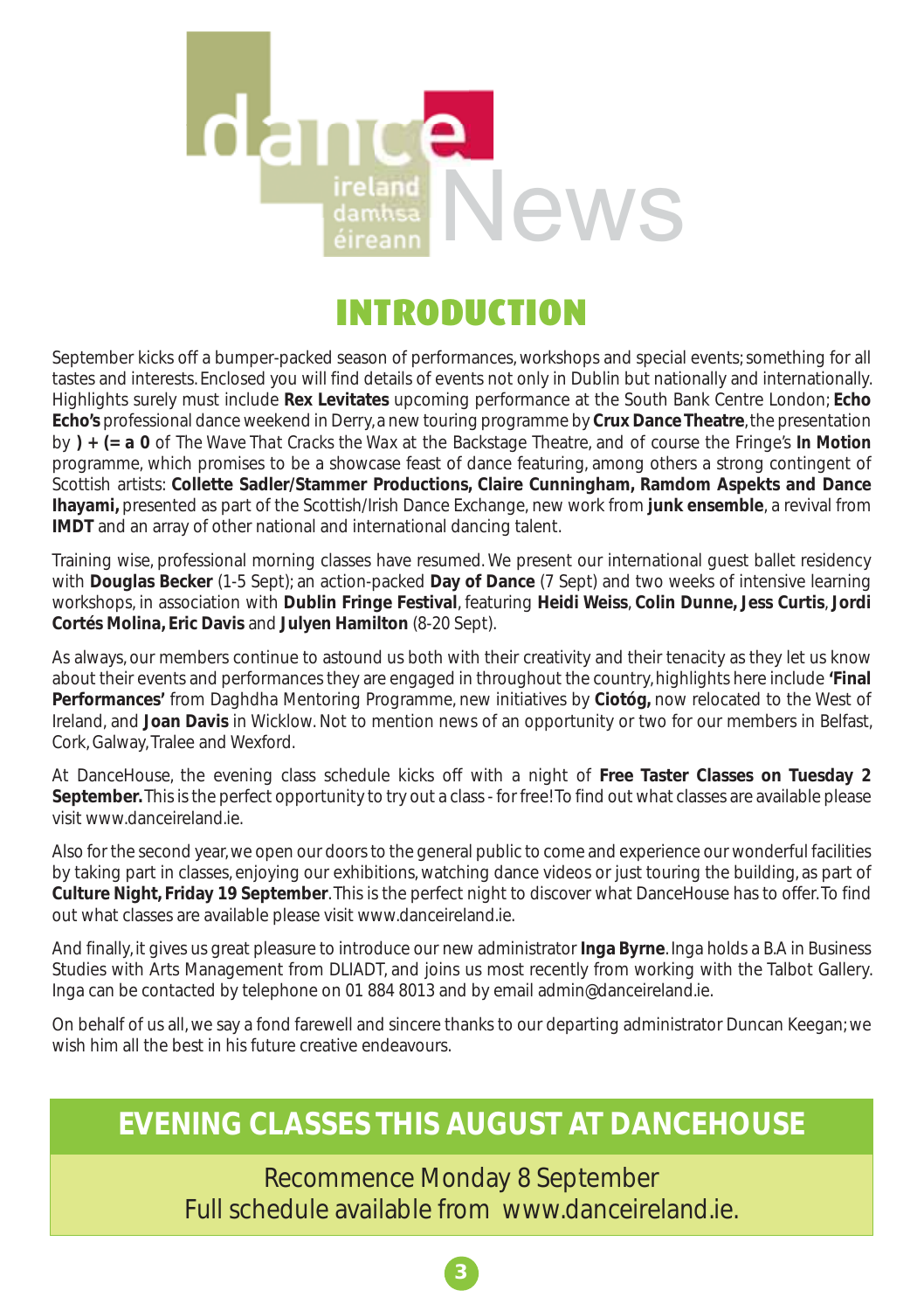dance ireland damhsa éireann News

# INTRODUCTION

September kicks off a bumper-packed season of performances, workshops and special events; something for all tastes and interests. Enclosed you will find details of events not only in Dublin but nationally and internationally. Highlights surely must include **Rex Levitates** upcoming performance at the South Bank Centre London; **Echo Echo's** professional dance weekend in Derry, a new touring programme by **Crux Dance Theatre**, the presentation by **) + (= a 0** of *The Wave That Cracks the Wax* at the Backstage Theatre, and of course the Fringe's **In Motion** programme, which promises to be a showcase feast of dance featuring, among others a strong contingent of Scottish artists: **Collette Sadler/Stammer Productions, Claire Cunningham, Ramdom Aspekts and Dance Ihayami,** presented as part of the Scottish/Irish Dance Exchange, new work from **junk ensemble**, a revival from **IMDT** and an array of other national and international dancing talent.

Training wise, professional morning classes have resumed. We present our international guest ballet residency with **Douglas Becker** (1-5 Sept); an action-packed **Day of Dance** (7 Sept) and two weeks of intensive learning workshops, in association with **Dublin Fringe Festival**, featuring **Heidi Weiss**, **Colin Dunne, Jess Curtis**, **Jordi Cortés Molina, Eric Davis** and **Julyen Hamilton** (8-20 Sept).

As always, our members continue to astound us both with their creativity and their tenacity as they let us know about their events and performances they are engaged in throughout the country, highlights here include **'Final Performances'** from Daghdha Mentoring Programme, new initiatives by **Ciotóg,** now relocated to the West of Ireland, and **Joan Davis** in Wicklow. Not to mention news of an opportunity or two for our members in Belfast, Cork, Galway, Tralee and Wexford.

At DanceHouse, the evening class schedule kicks off with a night of **Free Taster Classes on Tuesday 2 September.** This is the perfect opportunity to try out a class - for free! To find out what classes are available please visit www.danceireland.ie.

Also for the second year, we open our doors to the general public to come and experience our wonderful facilities by taking part in classes, enjoying our exhibitions, watching dance videos or just touring the building, as part of **Culture Night, Friday 19 September**. This is the perfect night to discover what DanceHouse has to offer. To find out what classes are available please visit www.danceireland.ie.

And finally, it gives us great pleasure to introduce our new administrator **Inga Byrne**. Inga holds a B.A in Business Studies with Arts Management from DLIADT, and joins us most recently from working with the Talbot Gallery. Inga can be contacted by telephone on 01 884 8013 and by email admin@danceireland.ie.

On behalf of us all, we say a fond farewell and sincere thanks to our departing administrator Duncan Keegan; we wish him all the best in his future creative endeavours.

## EVENING CLASSES THIS AUGUST AT DANCEHOUSE

Recommence Monday 8 September
Full schedule available from www.danceireland.ie.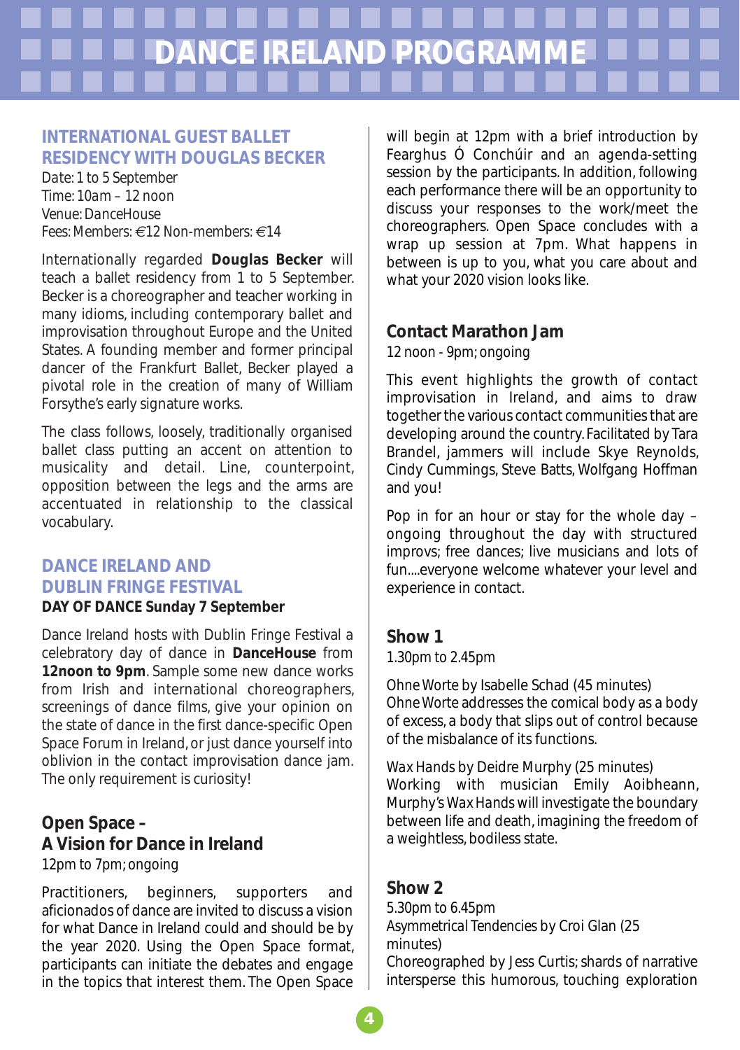# DANCE IRELAND PROGRAMME

## INTERNATIONAL GUEST BALLET RESIDENCY WITH DOUGLAS BECKER

*Date: 1 to 5 September*
*Time: 10am – 12 noon*
*Venue: DanceHouse*
*Fees: Members: €12 Non-members: €14*

Internationally regarded **Douglas Becker** will teach a ballet residency from 1 to 5 September. Becker is a choreographer and teacher working in many idioms, including contemporary ballet and improvisation throughout Europe and the United States. A founding member and former principal dancer of the Frankfurt Ballet, Becker played a pivotal role in the creation of many of William Forsythe's early signature works.

The class follows, loosely, traditionally organised ballet class putting an accent on attention to musicality and detail. Line, counterpoint, opposition between the legs and the arms are accentuated in relationship to the classical vocabulary.

## DANCE IRELAND AND DUBLIN FRINGE FESTIVAL

**DAY OF DANCE Sunday 7 September**

Dance Ireland hosts with Dublin Fringe Festival a celebratory day of dance in **DanceHouse** from **12noon to 9pm**. Sample some new dance works from Irish and international choreographers, screenings of dance films, give your opinion on the state of dance in the first dance-specific Open Space Forum in Ireland, or just dance yourself into oblivion in the contact improvisation dance jam. The only requirement is curiosity!

### Open Space – A Vision for Dance in Ireland

12pm to 7pm; ongoing

Practitioners, beginners, supporters and aficionados of dance are invited to discuss a vision for what Dance in Ireland could and should be by the year 2020. Using the Open Space format, participants can initiate the debates and engage in the topics that interest them. The Open Space will begin at 12pm with a brief introduction by Fearghus Ó Conchúir and an agenda-setting session by the participants. In addition, following each performance there will be an opportunity to discuss your responses to the work/meet the choreographers. Open Space concludes with a wrap up session at 7pm. What happens in between is up to you, what you care about and what your 2020 vision looks like.

### Contact Marathon Jam

12 noon - 9pm; ongoing

This event highlights the growth of contact improvisation in Ireland, and aims to draw together the various contact communities that are developing around the country. Facilitated by Tara Brandel, jammers will include Skye Reynolds, Cindy Cummings, Steve Batts, Wolfgang Hoffman and you!

Pop in for an hour or stay for the whole day – ongoing throughout the day with structured improvs; free dances; live musicians and lots of fun....everyone welcome whatever your level and experience in contact.

### Show 1

1.30pm to 2.45pm

*Ohne Worte* by Isabelle Schad (45 minutes)
*Ohne Worte* addresses the comical body as a body of excess, a body that slips out of control because of the misbalance of its functions.

*Wax Hands* by Deidre Murphy (25 minutes)
Working with musician Emily Aoibheann, Murphy's *Wax Hands* will investigate the boundary between life and death, imagining the freedom of a weightless, bodiless state.

### Show 2

5.30pm to 6.45pm
*Asymmetrical Tendencies* by Croi Glan (25 minutes)
Choreographed by Jess Curtis; shards of narrative intersperse this humorous, touching exploration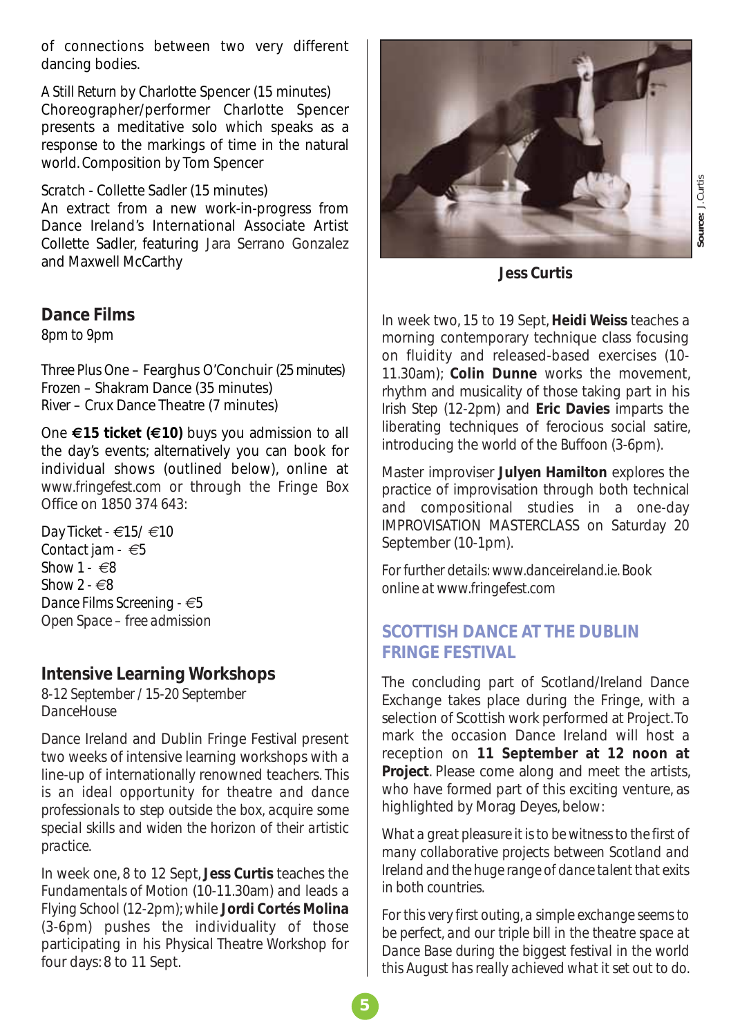of connections between two very different dancing bodies.

A Still Return by Charlotte Spencer (15 minutes)
Choreographer/performer Charlotte Spencer presents a meditative solo which speaks as a response to the markings of time in the natural world. Composition by Tom Spencer

Scratch - Collette Sadler (15 minutes)
An extract from a new work-in-progress from Dance Ireland's International Associate Artist Collette Sadler, featuring Jara Serrano Gonzalez and Maxwell McCarthy

## Dance Films

8pm to 9pm

Three Plus One – Fearghus O'Conchuir (25 minutes)
Frozen – Shakram Dance (35 minutes)
River – Crux Dance Theatre (7 minutes)

One **€15 ticket (€10)** buys you admission to all the day's events; alternatively you can book for individual shows (outlined below), online at www.fringefest.com or through the Fringe Box Office on 1850 374 643:

Day Ticket - €15/ €10
Contact jam - €5
Show 1 - €8
Show 2 - €8
Dance Films Screening - €5
Open Space – free admission

## Intensive Learning Workshops

8-12 September / 15-20 September
DanceHouse

Dance Ireland and Dublin Fringe Festival present two weeks of intensive learning workshops with a line-up of internationally renowned teachers. This is an ideal opportunity for theatre and dance professionals to step outside the box, acquire some special skills and widen the horizon of their artistic practice.

In week one, 8 to 12 Sept, **Jess Curtis** teaches the Fundamentals of Motion (10-11.30am) and leads a Flying School (12-2pm); while **Jordi Cortés Molina** (3-6pm) pushes the individuality of those participating in his Physical Theatre Workshop for four days: 8 to 11 Sept.

**Jess Curtis**

Source: J. Curtis

In week two, 15 to 19 Sept, **Heidi Weiss** teaches a morning contemporary technique class focusing on fluidity and released-based exercises (10-11.30am); **Colin Dunne** works the movement, rhythm and musicality of those taking part in his Irish Step (12-2pm) and **Eric Davies** imparts the liberating techniques of ferocious social satire, introducing the world of the Buffoon (3-6pm).

Master improviser **Julyen Hamilton** explores the practice of improvisation through both technical and compositional studies in a one-day IMPROVISATION MASTERCLASS on Saturday 20 September (10-1pm).

For further details: www.danceireland.ie. Book online at www.fringefest.com

## SCOTTISH DANCE AT THE DUBLIN FRINGE FESTIVAL

The concluding part of Scotland/Ireland Dance Exchange takes place during the Fringe, with a selection of Scottish work performed at Project. To mark the occasion Dance Ireland will host a reception on **11 September at 12 noon at Project**. Please come along and meet the artists, who have formed part of this exciting venture, as highlighted by Morag Deyes, below:

*What a great pleasure it is to be witness to the first of many collaborative projects between Scotland and Ireland and the huge range of dance talent that exits in both countries.*

*For this very first outing, a simple exchange seems to be perfect, and our triple bill in the theatre space at Dance Base during the biggest festival in the world this August has really achieved what it set out to do.*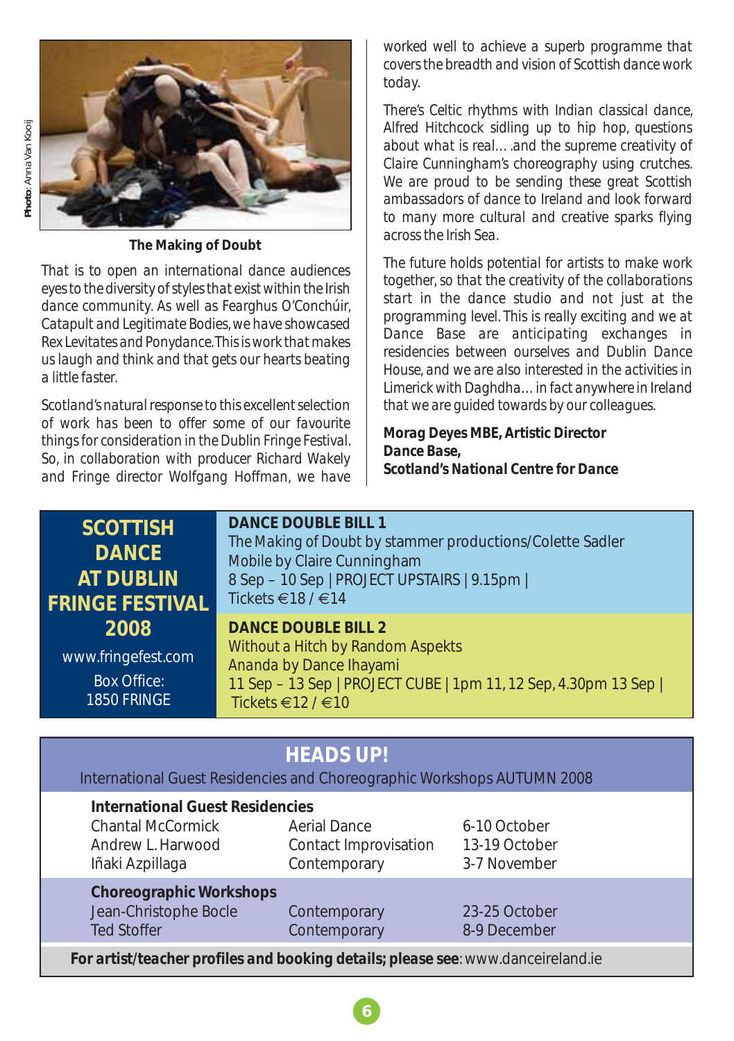Photo: Anna Van Kooij

**The Making of Doubt**

That is to open an international dance audiences eyes to the diversity of styles that exist within the Irish dance community. As well as Fearghus O'Conchúir, Catapult and Legitimate Bodies, we have showcased Rex Levitates and Ponydance. This is work that makes us laugh and think and that gets our hearts beating a little faster.

Scotland's natural response to this excellent selection of work has been to offer some of our favourite things for consideration in the Dublin Fringe Festival. So, in collaboration with producer Richard Wakely and Fringe director Wolfgang Hoffman, we have worked well to achieve a superb programme that covers the breadth and vision of Scottish dance work today.

There's Celtic rhythms with Indian classical dance, Alfred Hitchcock sidling up to hip hop, questions about what is real… .and the supreme creativity of Claire Cunningham's choreography using crutches. We are proud to be sending these great Scottish ambassadors of dance to Ireland and look forward to many more cultural and creative sparks flying across the Irish Sea.

The future holds potential for artists to make work together, so that the creativity of the collaborations start in the dance studio and not just at the programming level. This is really exciting and we at Dance Base are anticipating exchanges in residencies between ourselves and Dublin Dance House, and we are also interested in the activities in Limerick with Daghdha… in fact anywhere in Ireland that we are guided towards by our colleagues.

**Morag Deyes MBE, Artistic Director**
***Dance Base*, Scotland's National Centre for Dance**

## SCOTTISH DANCE AT DUBLIN FRINGE FESTIVAL 2008

www.fringefest.com
Box Office: 1850 FRINGE

**DANCE DOUBLE BILL 1**
The Making of Doubt by stammer productions/Colette Sadler
Mobile by Claire Cunningham
8 Sep – 10 Sep | PROJECT UPSTAIRS | 9.15pm |
Tickets €18 / €14

**DANCE DOUBLE BILL 2**
Without a Hitch by Random Aspekts
Ananda by Dance Ihayami
11 Sep – 13 Sep | PROJECT CUBE | 1pm 11, 12 Sep, 4.30pm 13 Sep |
Tickets €12 / €10

## HEADS UP!

International Guest Residencies and Choreographic Workshops AUTUMN 2008

**International Guest Residencies**

| | | |
|---|---|---|
| Chantal McCormick | Aerial Dance | 6-10 October |
| Andrew L. Harwood | Contact Improvisation | 13-19 October |
| Iñaki Azpillaga | Contemporary | 3-7 November |

**Choreographic Workshops**

| | | |
|---|---|---|
| Jean-Christophe Bocle | Contemporary | 23-25 October |
| Ted Stoffer | Contemporary | 8-9 December |

**For artist/teacher profiles and booking details; please see**: www.danceireland.ie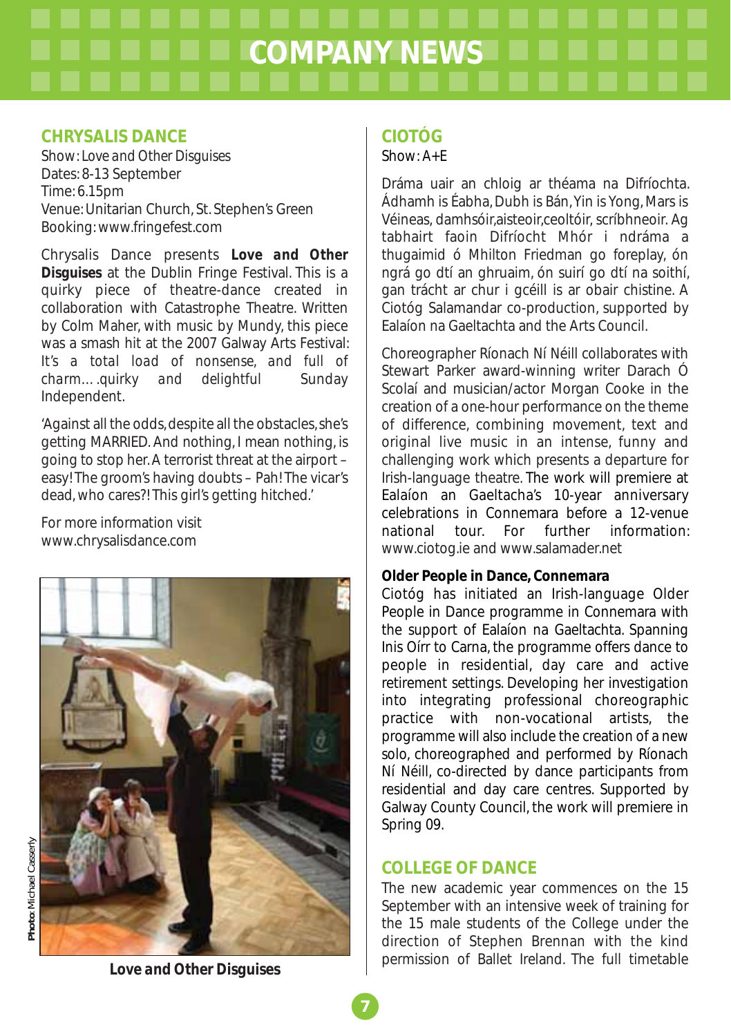# COMPANY NEWS

## CHRYSALIS DANCE

Show: *Love and Other Disguises*
Dates: 8-13 September
Time: 6.15pm
Venue: Unitarian Church, St. Stephen's Green
Booking: www.fringefest.com

Chrysalis Dance presents ***Love and Other Disguises*** at the Dublin Fringe Festival. This is a quirky piece of theatre-dance created in collaboration with Catastrophe Theatre. Written by Colm Maher, with music by Mundy, this piece was a smash hit at the 2007 Galway Arts Festival: *It's a total load of nonsense, and full of charm….quirky and delightful* Sunday Independent.

'Against all the odds, despite all the obstacles, she's getting MARRIED. And nothing, I mean nothing, is going to stop her. A terrorist threat at the airport – easy! The groom's having doubts – Pah! The vicar's dead, who cares?! This girl's getting hitched.'

For more information visit www.chrysalisdance.com

**Photo:** Michael Casserly

***Love and Other Disguises***

## CIOTÓG

Show: A+E

Dráma uair an chloig ar théama na Difríochta. Ádhamh is Éabha, Dubh is Bán, Yin is Yong, Mars is Véineas, damhsóir,aisteoir,ceoltóir, scríbhneoir. Ag tabhairt faoin Difríocht Mhór i ndráma a thugaimid ó Mhilton Friedman go foreplay, ón ngrá go dtí an ghruaim, ón suirí go dtí na soithí, gan trácht ar chur i gcéill is ar obair chistine. A Ciotóg Salamandar co-production, supported by Ealaíon na Gaeltachta and the Arts Council.

Choreographer Ríonach Ní Néill collaborates with Stewart Parker award-winning writer Darach Ó Scolaí and musician/actor Morgan Cooke in the creation of a one-hour performance on the theme of difference, combining movement, text and original live music in an intense, funny and challenging work which presents a departure for Irish-language theatre. The work will premiere at Ealaíon an Gaeltacha's 10-year anniversary celebrations in Connemara before a 12-venue national tour. For further information: www.ciotog.ie and www.salamader.net

**Older People in Dance, Connemara**

Ciotóg has initiated an Irish-language Older People in Dance programme in Connemara with the support of Ealaíon na Gaeltachta. Spanning Inis Oírr to Carna, the programme offers dance to people in residential, day care and active retirement settings. Developing her investigation into integrating professional choreographic practice with non-vocational artists, the programme will also include the creation of a new solo, choreographed and performed by Ríonach Ní Néill, co-directed by dance participants from residential and day care centres. Supported by Galway County Council, the work will premiere in Spring 09.

## COLLEGE OF DANCE

The new academic year commences on the 15 September with an intensive week of training for the 15 male students of the College under the direction of Stephen Brennan with the kind permission of Ballet Ireland. The full timetable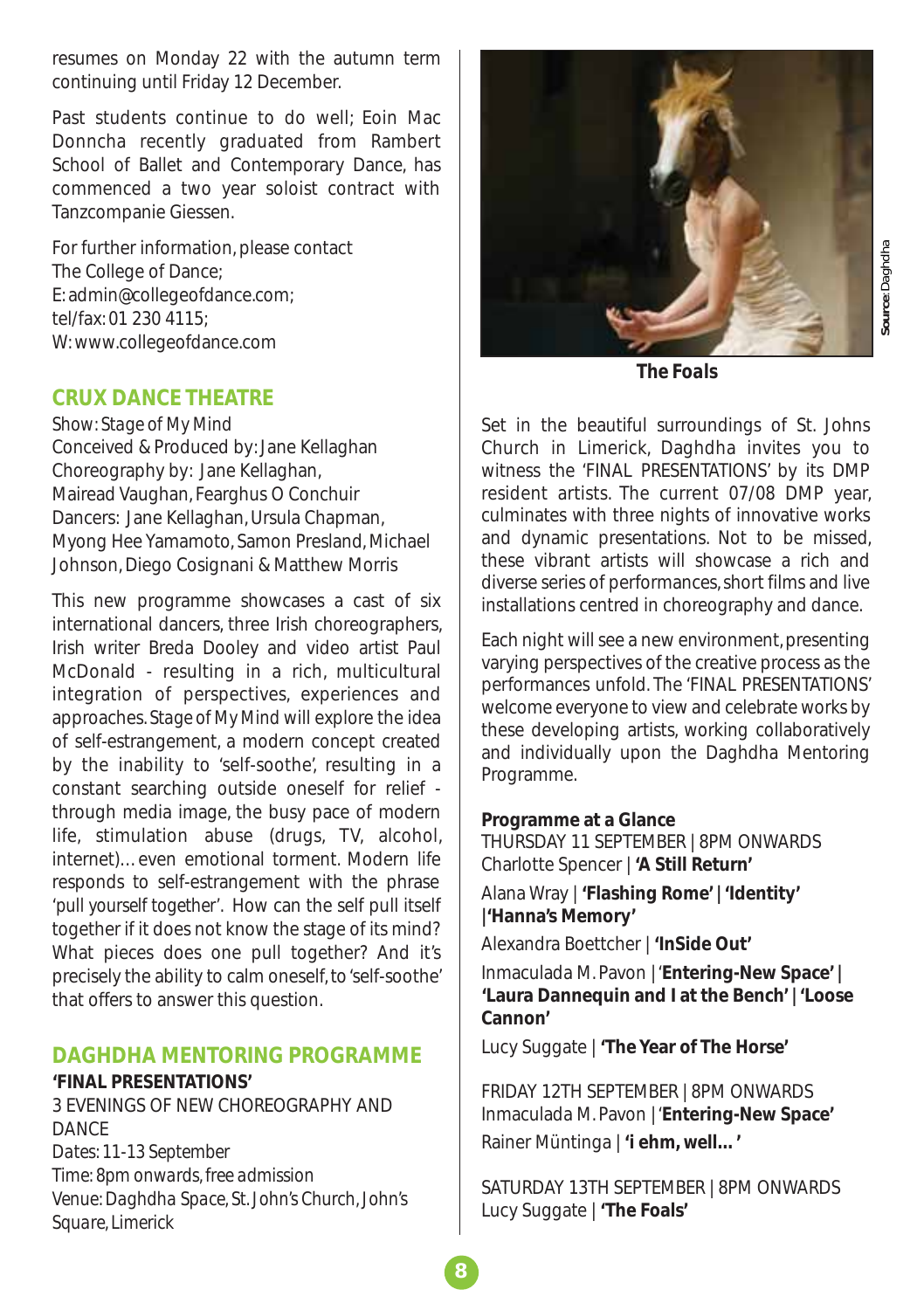resumes on Monday 22 with the autumn term continuing until Friday 12 December.

Past students continue to do well; Eoin Mac Donncha recently graduated from Rambert School of Ballet and Contemporary Dance, has commenced a two year soloist contract with Tanzcompanie Giessen.

For further information, please contact
The College of Dance;
E: admin@collegeofdance.com;
tel/fax: 01 230 4115;
W: www.collegeofdance.com

## CRUX DANCE THEATRE

Show: Stage of My Mind
Conceived & Produced by: Jane Kellaghan
Choreography by: Jane Kellaghan, Mairead Vaughan, Fearghus O Conchuir
Dancers: Jane Kellaghan, Ursula Chapman, Myong Hee Yamamoto, Samon Presland, Michael Johnson, Diego Cosignani & Matthew Morris

This new programme showcases a cast of six international dancers, three Irish choreographers, Irish writer Breda Dooley and video artist Paul McDonald - resulting in a rich, multicultural integration of perspectives, experiences and approaches. *Stage of My Mind* will explore the idea of self-estrangement, a modern concept created by the inability to 'self-soothe', resulting in a constant searching outside oneself for relief - through media imaging, the busy pace of modern life, stimulation abuse (drugs, TV, alcohol, internet)… even emotional torment. Modern life responds to self-estrangement with the phrase 'pull yourself together'. How can the self pull itself together if it does not know the stage of its mind? What pieces does one pull together? And it's precisely the ability to calm oneself, to 'self-soothe' that offers to answer this question.

## DAGHDHA MENTORING PROGRAMME

**'FINAL PRESENTATIONS'**
3 EVENINGS OF NEW CHOREOGRAPHY AND DANCE
*Dates: 11-13 September*
*Time: 8pm onwards, free admission*
*Venue: Daghdha Space, St. John's Church, John's Square, Limerick*

**The Foals**

Source: Daghdha

Set in the beautiful surroundings of St. Johns Church in Limerick, Daghdha invites you to witness the 'FINAL PRESENTATIONS' by its DMP resident artists. The current 07/08 DMP year, culminates with three nights of innovative works and dynamic presentations. Not to be missed, these vibrant artists will showcase a rich and diverse series of performances, short films and live installations centred in choreography and dance.

Each night will see a new environment, presenting varying perspectives of the creative process as the performances unfold. The 'FINAL PRESENTATIONS' welcome everyone to view and celebrate works by these developing artists, working collaboratively and individually upon the Daghdha Mentoring Programme.

**Programme at a Glance**

THURSDAY 11 SEPTEMBER | 8PM ONWARDS
Charlotte Spencer | **'A Still Return'**
Alana Wray | **'Flashing Rome' | 'Identity' |'Hanna's Memory'**
Alexandra Boettcher | **'InSide Out'**
Inmaculada M. Pavon | '**Entering-New Space' | 'Laura Dannequin and I at the Bench' | 'Loose Cannon'**
Lucy Suggate | **'The Year of The Horse'**

FRIDAY 12TH SEPTEMBER | 8PM ONWARDS
Inmaculada M. Pavon | '**Entering-New Space'**
Rainer Müntinga | **'i ehm, well… '**

SATURDAY 13TH SEPTEMBER | 8PM ONWARDS
Lucy Suggate | **'The Foals'**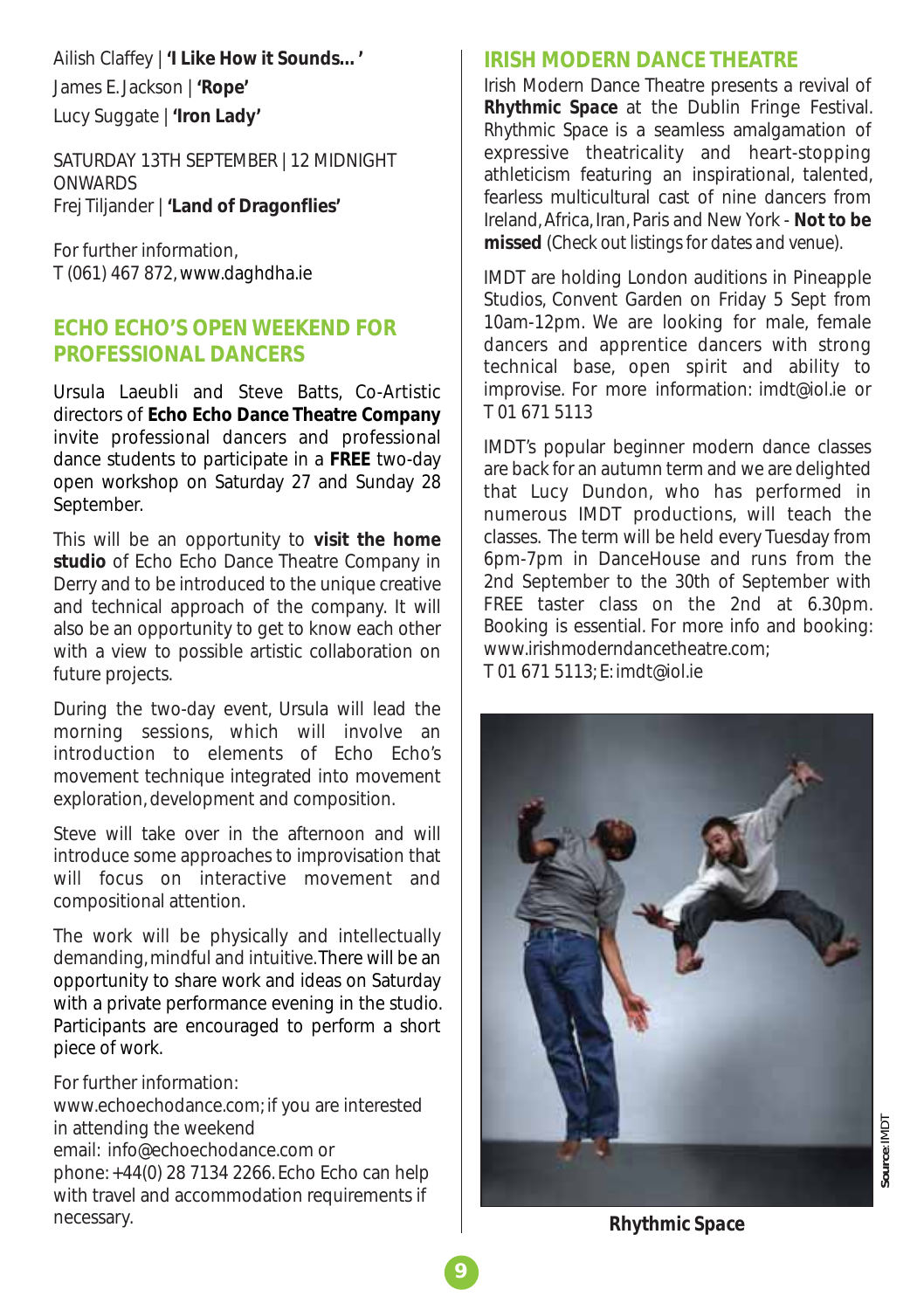Ailish Claffey | **'I Like How it Sounds... '**

James E. Jackson | **'Rope'**

Lucy Suggate | **'Iron Lady'**

SATURDAY 13TH SEPTEMBER | 12 MIDNIGHT ONWARDS
Frej Tiljander | **'Land of Dragonflies'**

For further information,
T (061) 467 872, www.daghdha.ie

## ECHO ECHO'S OPEN WEEKEND FOR PROFESSIONAL DANCERS

Ursula Laeubli and Steve Batts, Co-Artistic directors of **Echo Echo Dance Theatre Company** invite professional dancers and professional dance students to participate in a **FREE** two-day open workshop on Saturday 27 and Sunday 28 September.

This will be an opportunity to **visit the home studio** of Echo Echo Dance Theatre Company in Derry and to be introduced to the unique creative and technical approach of the company. It will also be an opportunity to get to know each other with a view to possible artistic collaboration on future projects.

During the two-day event, Ursula will lead the morning sessions, which will involve an introduction to elements of Echo Echo's movement technique integrated into movement exploration, development and composition.

Steve will take over in the afternoon and will introduce some approaches to improvisation that will focus on interactive movement and compositional attention.

The work will be physically and intellectually demanding, mindful and intuitive. There will be an opportunity to share work and ideas on Saturday with a private performance evening in the studio. Participants are encouraged to perform a short piece of work.

For further information:
www.echoechodance.com; if you are interested in attending the weekend
email: info@echoechodance.com or
phone: +44(0) 28 7134 2266. Echo Echo can help with travel and accommodation requirements if necessary.

## IRISH MODERN DANCE THEATRE

Irish Modern Dance Theatre presents a revival of **Rhythmic Space** at the Dublin Fringe Festival. Rhythmic Space is a seamless amalgamation of expressive theatricality and heart-stopping athleticism featuring an inspirational, talented, fearless multicultural cast of nine dancers from Ireland, Africa, Iran, Paris and New York - **Not to be missed** (Check out listings for *dates and venue*).

IMDT are holding London auditions in Pineapple Studios, Convent Garden on Friday 5 Sept from 10am-12pm. We are looking for male, female dancers and apprentice dancers with strong technical base, open spirit and ability to improvise. For more information: imdt@iol.ie or T 01 671 5113

IMDT's popular beginner modern dance classes are back for an autumn term and we are delighted that Lucy Dundon, who has performed in numerous IMDT productions, will teach the classes. The term will be held every Tuesday from 6pm-7pm in DanceHouse and runs from the 2nd September to the 30th of September with FREE taster class on the 2nd at 6.30pm. Booking is essential. For more info and booking: www.irishmoderndancetheatre.com;
T 01 671 5113; E: imdt@iol.ie

Source: IMDT

**Rhythmic Space**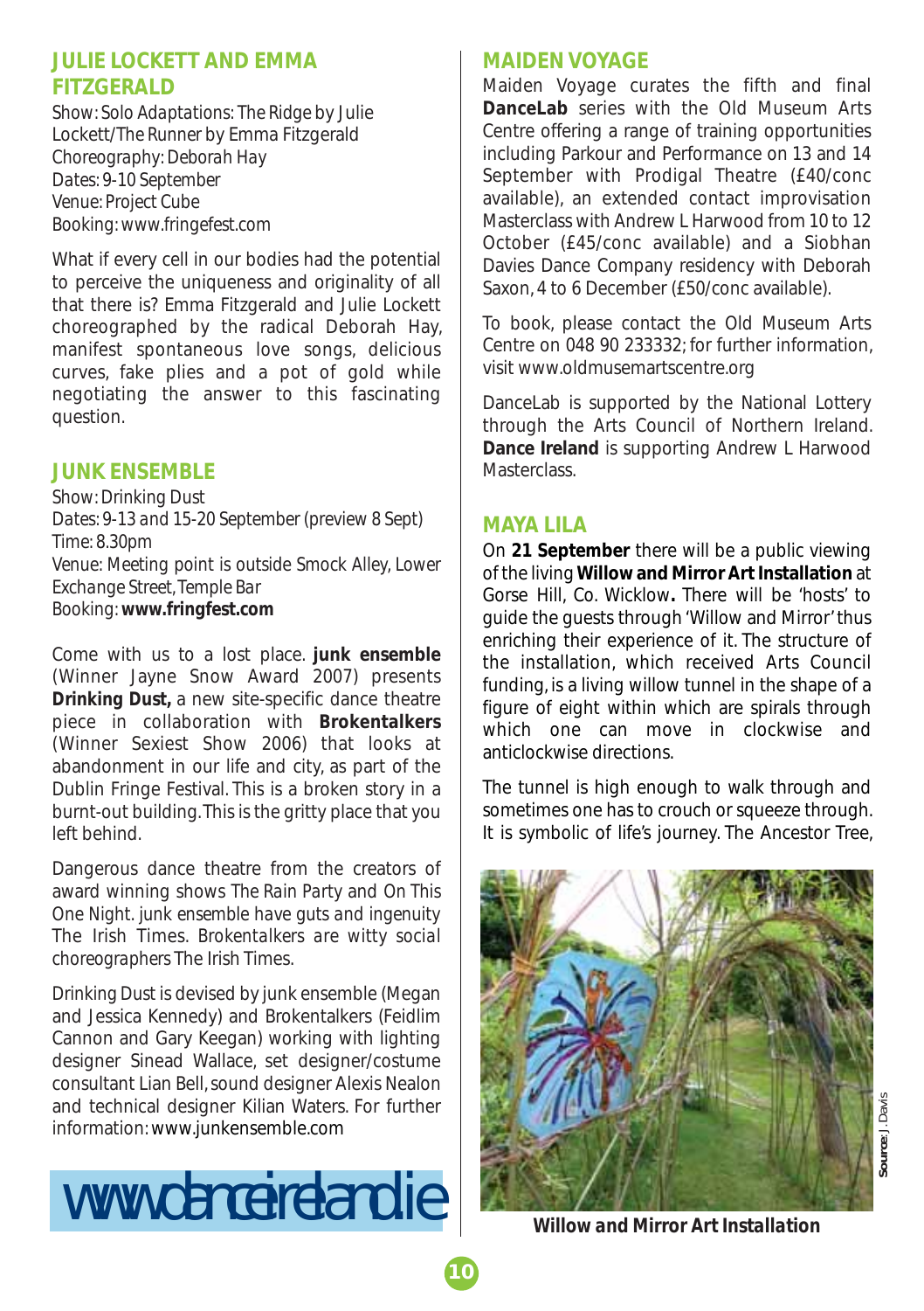## JULIE LOCKETT AND EMMA FITZGERALD

Show: *Solo Adaptations: The Ridge* by Julie Lockett/*The Runner* by Emma Fitzgerald
Choreography: Deborah Hay
Dates: 9-10 September
Venue: Project Cube
Booking: www.fringefest.com

What if every cell in our bodies had the potential to perceive the uniqueness and originality of all that there is? Emma Fitzgerald and Julie Lockett choreographed by the radical Deborah Hay, manifest spontaneous love songs, delicious curves, fake plies and a pot of gold while negotiating the answer to this fascinating question.

## JUNK ENSEMBLE

Show: Drinking Dust
Dates: 9-13 and 15-20 September (preview 8 Sept)
Time: 8.30pm
Venue: Meeting point is outside Smock Alley, Lower Exchange Street, Temple Bar
Booking: **www.fringfest.com**

Come with us to a lost place. **junk ensemble** (Winner Jayne Snow Award 2007) presents **Drinking Dust,** a new site-specific dance theatre piece in collaboration with **Brokentalkers** (Winner Sexiest Show 2006) that looks at abandonment in our life and city, as part of the Dublin Fringe Festival. This is a broken story in a burnt-out building. This is the gritty place that you left behind.

Dangerous dance theatre from the creators of award winning shows *The Rain Party* and *On This One Night*. *junk ensemble have guts and ingenuity* The Irish Times. *Brokentalkers are witty social choreographers* The Irish Times.

Drinking Dust is devised by junk ensemble (Megan and Jessica Kennedy) and Brokentalkers (Feidlim Cannon and Gary Keegan) working with lighting designer Sinead Wallace, set designer/costume consultant Lian Bell, sound designer Alexis Nealon and technical designer Kilian Waters. For further information: www.junkensemble.com

www.danceireland.ie

## MAIDEN VOYAGE

Maiden Voyage curates the fifth and final **DanceLab** series with the Old Museum Arts Centre offering a range of training opportunities including Parkour and Performance on 13 and 14 September with Prodigal Theatre (£40/conc available), an extended contact improvisation Masterclass with Andrew L Harwood from 10 to 12 October (£45/conc available) and a Siobhan Davies Dance Company residency with Deborah Saxon, 4 to 6 December (£50/conc available).

To book, please contact the Old Museum Arts Centre on 048 90 233332; for further information, visit www.oldmusemartscentre.org

DanceLab is supported by the National Lottery through the Arts Council of Northern Ireland. **Dance Ireland** is supporting Andrew L Harwood Masterclass.

## MAYA LILA

On **21 September** there will be a public viewing of the living **Willow and Mirror Art Installation** at Gorse Hill, Co. Wicklow**.** There will be 'hosts' to guide the guests through 'Willow and Mirror' thus enriching their experience of it. The structure of the installation, which received Arts Council funding, is a living willow tunnel in the shape of a figure of eight within which are spirals through which one can move in clockwise and anticlockwise directions.

The tunnel is high enough to walk through and sometimes one has to crouch or squeeze through. It is symbolic of life's journey. The Ancestor Tree,

**Source:** J. Davis

***Willow and Mirror Art Installation***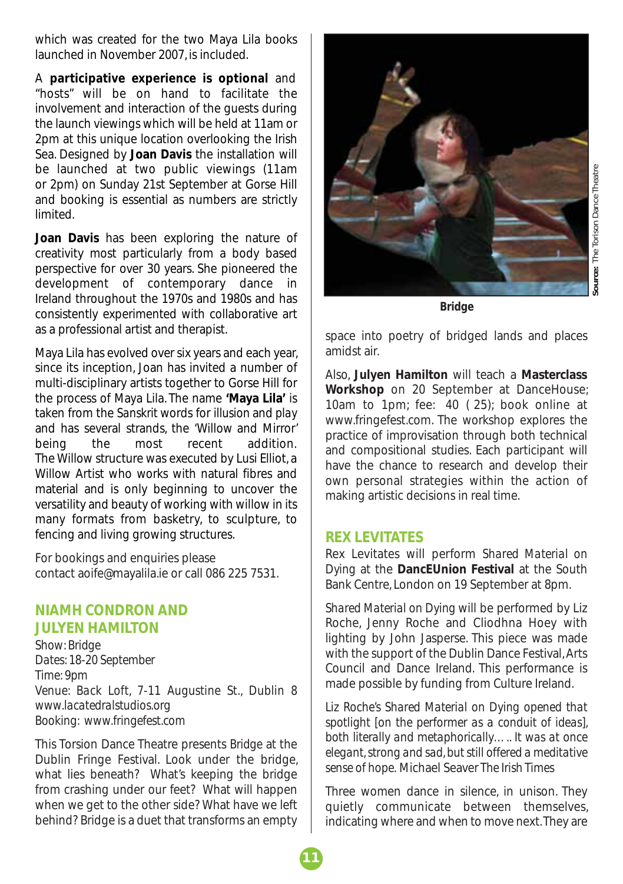which was created for the two Maya Lila books launched in November 2007, is included.

A **participative experience is optional** and "hosts" will be on hand to facilitate the involvement and interaction of the guests during the launch viewings which will be held at 11am or 2pm at this unique location overlooking the Irish Sea. Designed by **Joan Davis** the installation will be launched at two public viewings (11am or 2pm) on Sunday 21st September at Gorse Hill and booking is essential as numbers are strictly limited.

**Joan Davis** has been exploring the nature of creativity most particularly from a body based perspective for over 30 years. She pioneered the development of contemporary dance in Ireland throughout the 1970s and 1980s and has consistently experimented with collaborative art as a professional artist and therapist.

Maya Lila has evolved over six years and each year, since its inception, Joan has invited a number of multi-disciplinary artists together to Gorse Hill for the process of Maya Lila. The name **'Maya Lila'** is taken from the Sanskrit words for illusion and play and has several strands, the 'Willow and Mirror' being the most recent addition. The Willow structure was executed by Lusi Elliot, a Willow Artist who works with natural fibres and material and is only beginning to uncover the versatility and beauty of working with willow in its many formats from basketry, to sculpture, to fencing and living growing structures.

For bookings and enquiries please contact aoife@mayalila.ie or call 086 225 7531.

## NIAMH CONDRON AND JULYEN HAMILTON

Show: Bridge
Dates: 18-20 September
Time: 9pm
Venue: Back Loft, 7-11 Augustine St., Dublin 8
www.lacatedralstudios.org
Booking: www.fringefest.com

This Torsion Dance Theatre presents Bridge at the Dublin Fringe Festival. Look under the bridge, what lies beneath? What's keeping the bridge from crashing under our feet? What will happen when we get to the other side? What have we left behind? Bridge is a duet that transforms an empty space into poetry of bridged lands and places amidst air.

**Bridge**

*Source: The Torison Dance Theatre*

Also, **Julyen Hamilton** will teach a **Masterclass Workshop** on 20 September at DanceHouse; 10am to 1pm; fee: 40 ( 25); book online at www.fringefest.com. The workshop explores the practice of improvisation through both technical and compositional studies. Each participant will have the chance to research and develop their own personal strategies within the action of making artistic decisions in real time.

## REX LEVITATES

Rex Levitates will perform *Shared Material* on Dying at the **DancEUnion Festival** at the South Bank Centre, London on 19 September at 8pm.

*Shared Material* on Dying will be performed by Liz Roche, Jenny Roche and Cliodhna Hoey with lighting by John Jasperse. This piece was made with the support of the Dublin Dance Festival, Arts Council and Dance Ireland. This performance is made possible by funding from Culture Ireland.

*Liz Roche's Shared Material on Dying opened that spotlight [on the performer as a conduit of ideas], both literally and metaphorically….. It was at once elegant, strong and sad, but still offered a meditative sense of hope. Michael Seaver The Irish Times*

Three women dance in silence, in unison. They quietly communicate between themselves, indicating where and when to move next. They are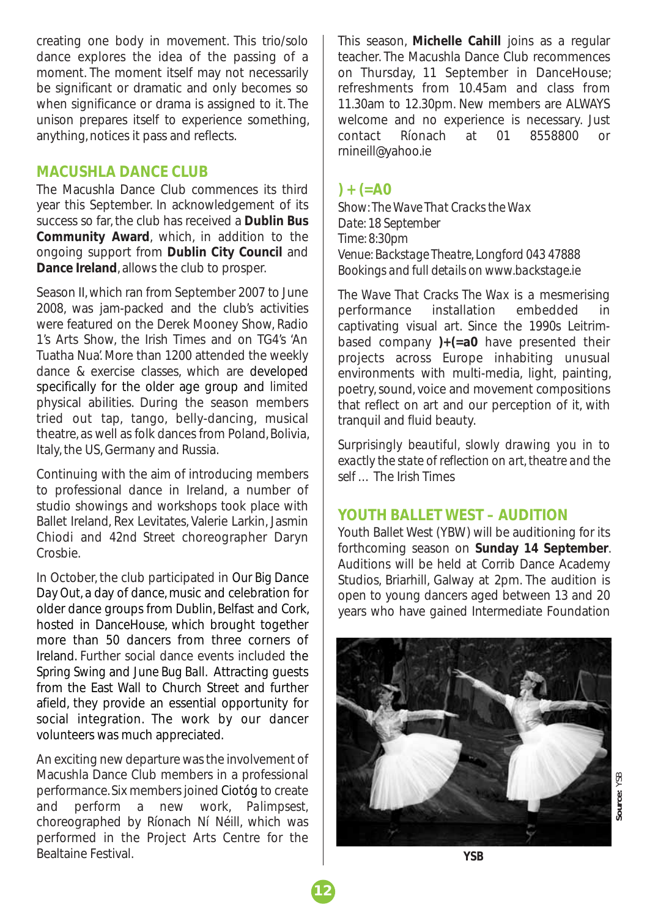creating one body in movement. This trio/solo dance explores the idea of the passing of a moment. The moment itself may not necessarily be significant or dramatic and only becomes so when significance or drama is assigned to it. The unison prepares itself to experience something, anything, notices it pass and reflects.

## MACUSHLA DANCE CLUB

The Macushla Dance Club commences its third year this September. In acknowledgement of its success so far, the club has received a **Dublin Bus Community Award**, which, in addition to the ongoing support from **Dublin City Council** and **Dance Ireland**, allows the club to prosper.

Season II, which ran from September 2007 to June 2008, was jam-packed and the club's activities were featured on the Derek Mooney Show, Radio 1's Arts Show, the Irish Times and on TG4's 'An Tuatha Nua'. More than 1200 attended the weekly dance & exercise classes, which are developed specifically for the older age group and limited physical abilities. During the season members tried out tap, tango, belly-dancing, musical theatre, as well as folk dances from Poland, Bolivia, Italy, the US, Germany and Russia.

Continuing with the aim of introducing members to professional dance in Ireland, a number of studio showings and workshops took place with Ballet Ireland, Rex Levitates, Valerie Larkin, Jasmin Chiodi and 42nd Street choreographer Daryn Crosbie.

In October, the club participated in Our Big Dance Day Out, a day of dance, music and celebration for older dance groups from Dublin, Belfast and Cork, hosted in DanceHouse, which brought together more than 50 dancers from three corners of Ireland. Further social dance events included the Spring Swing and June Bug Ball. Attracting guests from the East Wall to Church Street and further afield, they provide an essential opportunity for social integration. The work by our dancer volunteers was much appreciated.

An exciting new departure was the involvement of Macushla Dance Club members in a professional performance. Six members joined Ciotóg to create and perform a new work, *Palimpsest*, choreographed by Ríonach Ní Néill, which was performed in the Project Arts Centre for the Bealtaine Festival.

This season, **Michelle Cahill** joins as a regular teacher. The Macushla Dance Club recommences on Thursday, 11 September in DanceHouse; refreshments from 10.45am and class from 11.30am to 12.30pm. New members are ALWAYS welcome and no experience is necessary. Just contact Ríonach at 01 8558800 or rnineill@yahoo.ie

## ) + (=A0

*Show: The Wave That Cracks the Wax*
*Date: 18 September*
*Time: 8:30pm*
*Venue: Backstage Theatre, Longford 043 47888*
*Bookings and full details on www.backstage.ie*

*The Wave That Cracks The Wax* is a mesmerising performance installation embedded in captivating visual art. Since the 1990s Leitrim-based company **)+(=a0** have presented their projects across Europe inhabiting unusual environments with multi-media, light, painting, poetry, sound, voice and movement compositions that reflect on art and our perception of it, with tranquil and fluid beauty.

*Surprisingly beautiful, slowly drawing you in to exactly the state of reflection on art, theatre and the self …* The Irish Times

## YOUTH BALLET WEST – AUDITION

Youth Ballet West (YBW) will be auditioning for its forthcoming season on **Sunday 14 September**. Auditions will be held at Corrib Dance Academy Studios, Briarhill, Galway at 2pm. The audition is open to young dancers aged between 13 and 20 years who have gained Intermediate Foundation

**Source:** YSB

**YSB**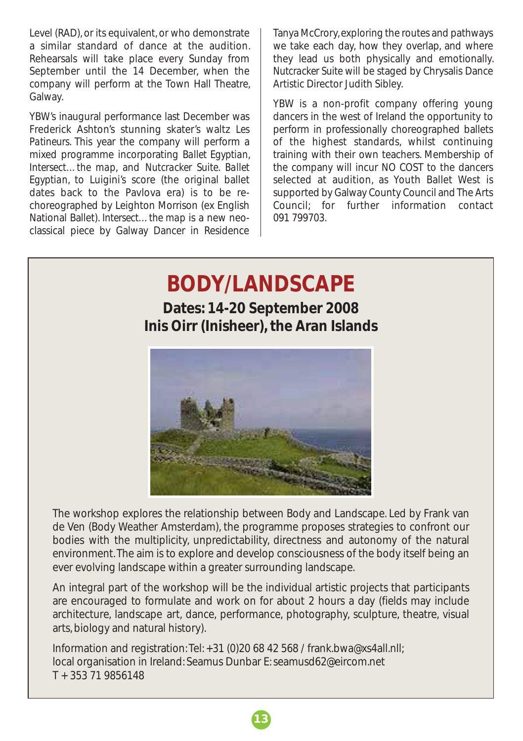Level (RAD), or its equivalent, or who demonstrate a similar standard of dance at the audition. Rehearsals will take place every Sunday from September until the 14 December, when the company will perform at the Town Hall Theatre, Galway.

YBW's inaugural performance last December was Frederick Ashton's stunning skater's waltz *Les Patineurs*. This year the company will perform a mixed programme incorporating *Ballet Egyptian*, *Intersect… the map*, and *Nutcracker Suite*. *Ballet Egyptian*, to Luigini's score (the original ballet dates back to the Pavlova era) is to be re-choreographed by Leighton Morrison (ex English National Ballet). *Intersect… the map* is a new neo-classical piece by Galway Dancer in Residence Tanya McCrory, exploring the routes and pathways we take each day, how they overlap, and where they lead us both physically and emotionally. *Nutcracker Suite* will be staged by Chrysalis Dance Artistic Director Judith Sibley.

YBW is a non-profit company offering young dancers in the west of Ireland the opportunity to perform in professionally choreographed ballets of the highest standards, whilst continuing training with their own teachers. Membership of the company will incur NO COST to the dancers selected at audition, as Youth Ballet West is supported by Galway County Council and The Arts Council; for further information contact 091 799703.

# BODY/LANDSCAPE

**Dates: 14-20 September 2008**
**Inis Oirr (Inisheer), the Aran Islands**

The workshop explores the relationship between Body and Landscape. Led by Frank van de Ven (Body Weather Amsterdam), the programme proposes strategies to confront our bodies with the multiplicity, unpredictability, directness and autonomy of the natural environment. The aim is to explore and develop consciousness of the body itself being an ever evolving landscape within a greater surrounding landscape.

An integral part of the workshop will be the individual artistic projects that participants are encouraged to formulate and work on for about 2 hours a day (fields may include architecture, landscape art, dance, performance, photography, sculpture, theatre, visual arts, biology and natural history).

Information and registration: Tel: +31 (0)20 68 42 568 / frank.bwa@xs4all.nll;
local organisation in Ireland: Seamus Dunbar E: seamusd62@eircom.net
T + 353 71 9856148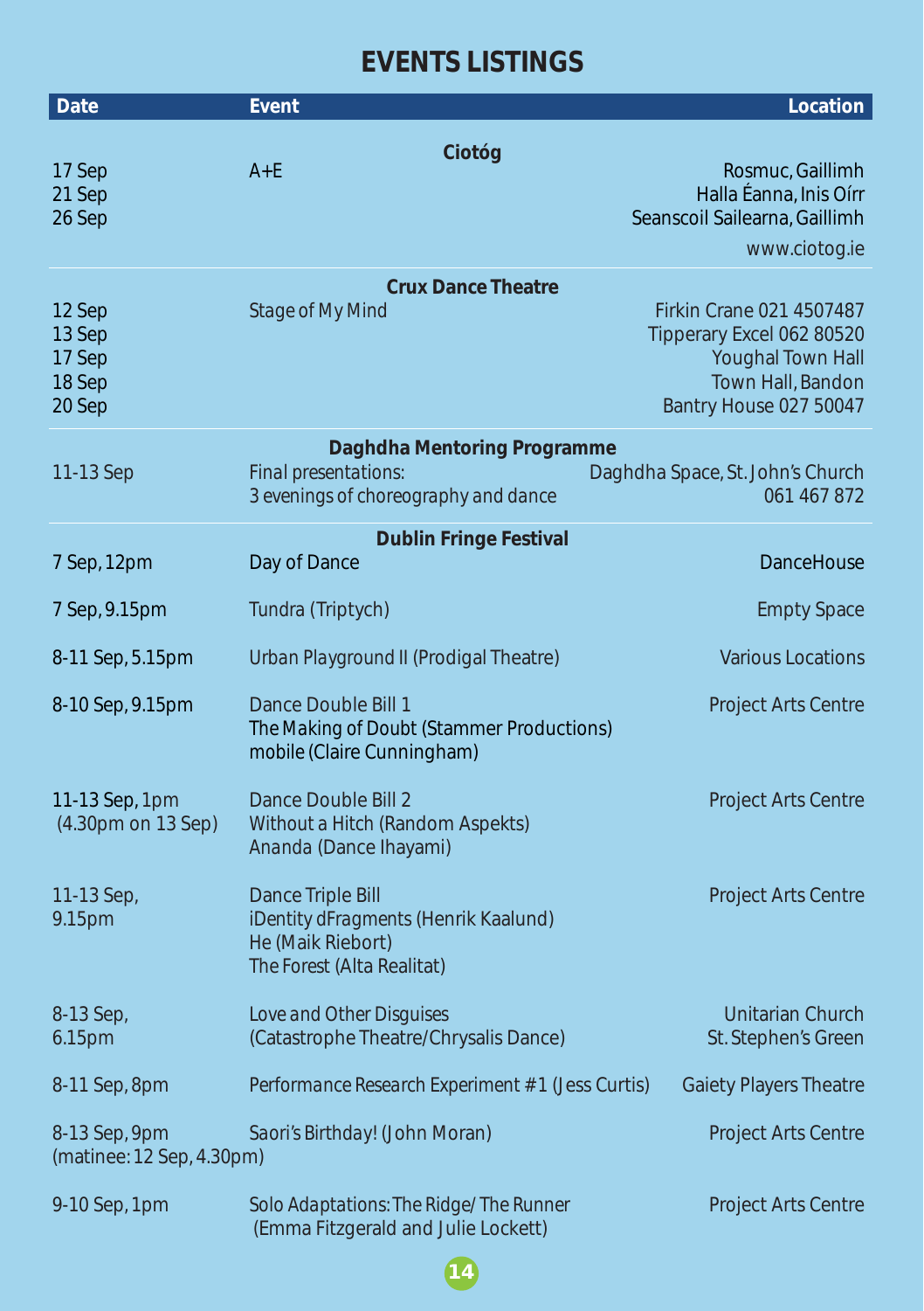# EVENTS LISTINGS

| Date | Event | Location |
|---|---|---|
| | **Ciotóg** | |
| 17 Sep | A+E | Rosmuc, Gaillimh |
| 21 Sep | | Halla Éanna, Inis Oírr |
| 26 Sep | | Seanscoil Sailearna, Gaillimh |
| | | www.ciotog.ie |
| | **Crux Dance Theatre** | |
| 12 Sep | Stage of My Mind | Firkin Crane 021 4507487 |
| 13 Sep | | Tipperary Excel 062 80520 |
| 17 Sep | | Youghal Town Hall |
| 18 Sep | | Town Hall, Bandon |
| 20 Sep | | Bantry House 027 50047 |
| | **Daghdha Mentoring Programme** | |
| 11-13 Sep | Final presentations: 3 evenings of choreography and dance | Daghdha Space, St. John's Church 061 467 872 |
| | **Dublin Fringe Festival** | |
| 7 Sep, 12pm | Day of Dance | DanceHouse |
| 7 Sep, 9.15pm | Tundra (Triptych) | Empty Space |
| 8-11 Sep, 5.15pm | Urban Playground II (Prodigal Theatre) | Various Locations |
| 8-10 Sep, 9.15pm | Dance Double Bill 1<br>The Making of Doubt (Stammer Productions)<br>mobile (Claire Cunningham) | Project Arts Centre |
| 11-13 Sep, 1pm (4.30pm on 13 Sep) | Dance Double Bill 2<br>Without a Hitch (Random Aspekts)<br>Ananda (Dance Ihayami) | Project Arts Centre |
| 11-13 Sep, 9.15pm | Dance Triple Bill<br>iDentity dFragments (Henrik Kaalund)<br>He (Maik Riebort)<br>The Forest (Alta Realitat) | Project Arts Centre |
| 8-13 Sep, 6.15pm | Love and Other Disguises<br>(Catastrophe Theatre/Chrysalis Dance) | Unitarian Church St. Stephen's Green |
| 8-11 Sep, 8pm | Performance Research Experiment #1 (Jess Curtis) | Gaiety Players Theatre |
| 8-13 Sep, 9pm (matinee: 12 Sep, 4.30pm) | Saori's Birthday! (John Moran) | Project Arts Centre |
| 9-10 Sep, 1pm | Solo Adaptations: The Ridge/ The Runner<br>(Emma Fitzgerald and Julie Lockett) | Project Arts Centre |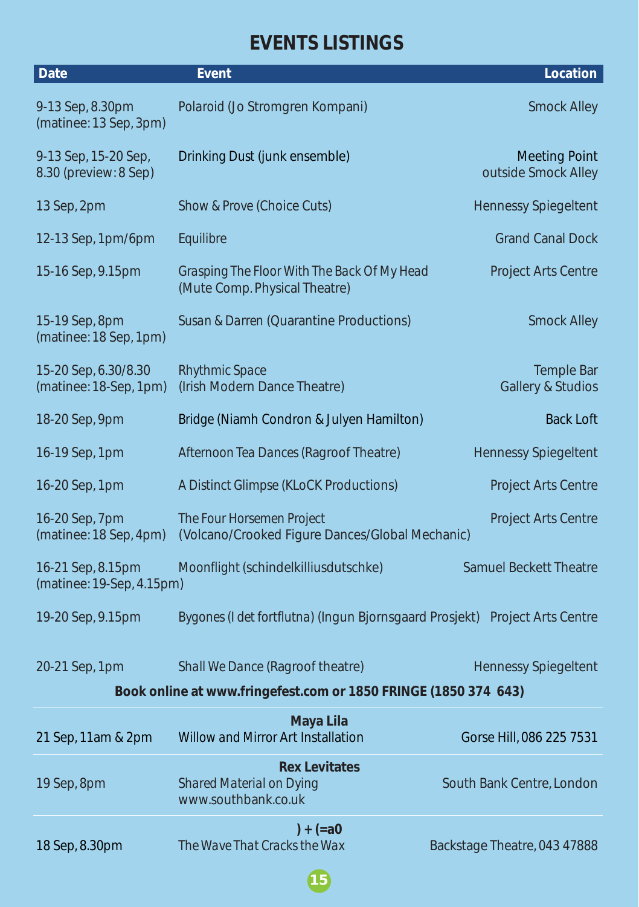# EVENTS LISTINGS

| Date | Event | Location |
|---|---|---|
| 9-13 Sep, 8.30pm (matinee: 13 Sep, 3pm) | Polaroid (Jo Stromgren Kompani) | Smock Alley |
| 9-13 Sep, 15-20 Sep, 8.30 (preview: 8 Sep) | Drinking Dust (junk ensemble) | Meeting Point outside Smock Alley |
| 13 Sep, 2pm | Show & Prove (Choice Cuts) | Hennessy Spiegeltent |
| 12-13 Sep, 1pm/6pm | Equilibre | Grand Canal Dock |
| 15-16 Sep, 9.15pm | Grasping The Floor With The Back Of My Head (Mute Comp. Physical Theatre) | Project Arts Centre |
| 15-19 Sep, 8pm (matinee: 18 Sep, 1pm) | Susan & Darren (Quarantine Productions) | Smock Alley |
| 15-20 Sep, 6.30/8.30 (matinee: 18-Sep, 1pm) | Rhythmic Space (Irish Modern Dance Theatre) | Temple Bar Gallery & Studios |
| 18-20 Sep, 9pm | Bridge (Niamh Condron & Julyen Hamilton) | Back Loft |
| 16-19 Sep, 1pm | Afternoon Tea Dances (Ragroof Theatre) | Hennessy Spiegeltent |
| 16-20 Sep, 1pm | A Distinct Glimpse (KLoCK Productions) | Project Arts Centre |
| 16-20 Sep, 7pm (matinee: 18 Sep, 4pm) | The Four Horsemen Project (Volcano/Crooked Figure Dances/Global Mechanic) | Project Arts Centre |
| 16-21 Sep, 8.15pm (matinee: 19-Sep, 4.15pm) | Moonflight (schindelkilliusdutschke) | Samuel Beckett Theatre |
| 19-20 Sep, 9.15pm | Bygones (I det fortflutna) (Ingun Bjornsgaard Prosjekt) | Project Arts Centre |
| 20-21 Sep, 1pm | Shall We Dance (Ragroof theatre) | Hennessy Spiegeltent |

**Book online at www.fringefest.com or 1850 FRINGE (1850 374 643)**

| Date | Event | Location |
|---|---|---|
| 21 Sep, 11am & 2pm | **Maya Lila** Willow and Mirror Art Installation | Gorse Hill, 086 225 7531 |
| 19 Sep, 8pm | **Rex Levitates** Shared Material on Dying www.southbank.co.uk | South Bank Centre, London |
| 18 Sep, 8.30pm | **) + (=a0** The Wave That Cracks the Wax | Backstage Theatre, 043 47888 |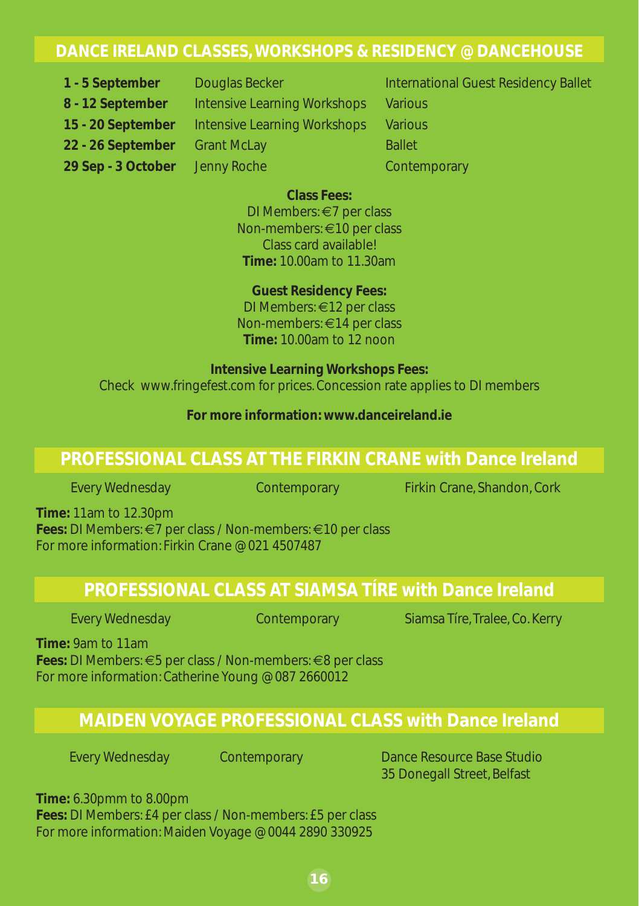## DANCE IRELAND CLASSES, WORKSHOPS & RESIDENCY @ DANCEHOUSE

| | | |
|---|---|---|
| **1 - 5 September** | Douglas Becker | International Guest Residency Ballet |
| **8 - 12 September** | Intensive Learning Workshops | Various |
| **15 - 20 September** | Intensive Learning Workshops | Various |
| **22 - 26 September** | Grant McLay | Ballet |
| **29 Sep - 3 October** | Jenny Roche | Contemporary |

**Class Fees:**
DI Members: €7 per class
Non-members: €10 per class
Class card available!
**Time:** 10.00am to 11.30am

**Guest Residency Fees:**
DI Members: €12 per class
Non-members: €14 per class
**Time:** 10.00am to 12 noon

**Intensive Learning Workshops Fees:**
Check www.fringefest.com for prices. Concession rate applies to DI members

**For more information: www.danceireland.ie**

## PROFESSIONAL CLASS AT THE FIRKIN CRANE with Dance Ireland

Every Wednesday | Contemporary | Firkin Crane, Shandon, Cork

**Time:** 11am to 12.30pm
**Fees:** DI Members: €7 per class / Non-members: €10 per class
For more information: Firkin Crane @ 021 4507487

## PROFESSIONAL CLASS AT SIAMSA TÍRE with Dance Ireland

Every Wednesday | Contemporary | Siamsa Tíre, Tralee, Co. Kerry

**Time:** 9am to 11am
**Fees:** DI Members: €5 per class / Non-members: €8 per class
For more information: Catherine Young @ 087 2660012

## MAIDEN VOYAGE PROFESSIONAL CLASS with Dance Ireland

Every Wednesday | Contemporary | Dance Resource Base Studio, 35 Donegall Street, Belfast

**Time:** 6.30pmm to 8.00pm
**Fees:** DI Members: £4 per class / Non-members: £5 per class
For more information: Maiden Voyage @ 0044 2890 330925